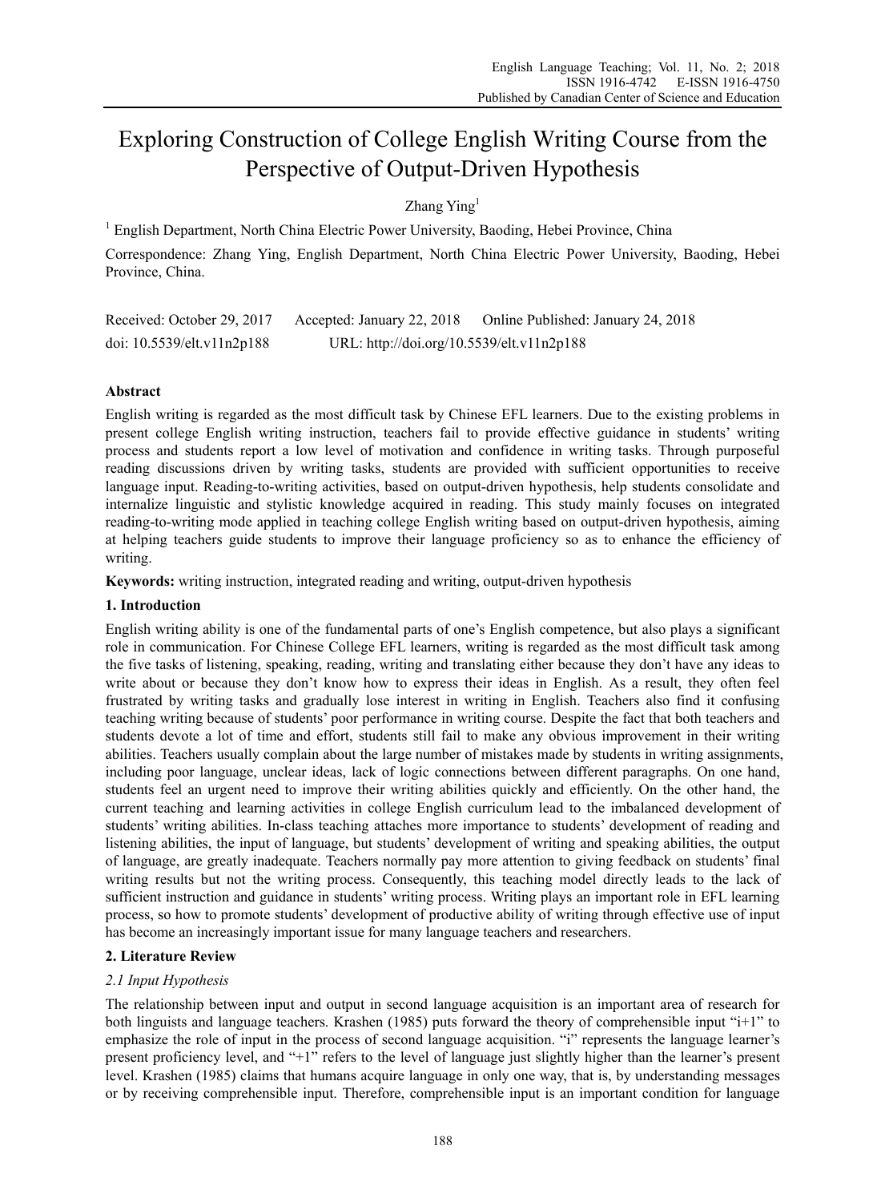# Exploring Construction of College English Writing Course from the Perspective of Output-Driven Hypothesis

Zhang Ying[1]

[1] English Department, North China Electric Power University, Baoding, Hebei Province, China

Correspondence: Zhang Ying, English Department, North China Electric Power University, Baoding, Hebei Province, China.

Received: October 29, 2017 Accepted: January 22, 2018 Online Published: January 24, 2018

doi: 10.5539/elt.v11n2p188 URL: http://doi.org/10.5539/elt.v11n2p188

## Abstract

English writing is regarded as the most difficult task by Chinese EFL learners. Due to the existing problems in present college English writing instruction, teachers fail to provide effective guidance in students' writing process and students report a low level of motivation and confidence in writing tasks. Through purposeful reading discussions driven by writing tasks, students are provided with sufficient opportunities to receive language input. Reading-to-writing activities, based on output-driven hypothesis, help students consolidate and internalize linguistic and stylistic knowledge acquired in reading. This study mainly focuses on integrated reading-to-writing mode applied in teaching college English writing based on output-driven hypothesis, aiming at helping teachers guide students to improve their language proficiency so as to enhance the efficiency of writing.

**Keywords:** writing instruction, integrated reading and writing, output-driven hypothesis

## 1. Introduction

English writing ability is one of the fundamental parts of one's English competence, but also plays a significant role in communication. For Chinese College EFL learners, writing is regarded as the most difficult task among the five tasks of listening, speaking, reading, writing and translating either because they don't have any ideas to write about or because they don't know how to express their ideas in English. As a result, they often feel frustrated by writing tasks and gradually lose interest in writing in English. Teachers also find it confusing teaching writing because of students' poor performance in writing course. Despite the fact that both teachers and students devote a lot of time and effort, students still fail to make any obvious improvement in their writing abilities. Teachers usually complain about the large number of mistakes made by students in writing assignments, including poor language, unclear ideas, lack of logic connections between different paragraphs. On one hand, students feel an urgent need to improve their writing abilities quickly and efficiently. On the other hand, the current teaching and learning activities in college English curriculum lead to the imbalanced development of students' writing abilities. In-class teaching attaches more importance to students' development of reading and listening abilities, the input of language, but students' development of writing and speaking abilities, the output of language, are greatly inadequate. Teachers normally pay more attention to giving feedback on students' final writing results but not the writing process. Consequently, this teaching model directly leads to the lack of sufficient instruction and guidance in students' writing process. Writing plays an important role in EFL learning process, so how to promote students' development of productive ability of writing through effective use of input has become an increasingly important issue for many language teachers and researchers.

## 2. Literature Review

### *2.1 Input Hypothesis*

The relationship between input and output in second language acquisition is an important area of research for both linguists and language teachers. Krashen (1985) puts forward the theory of comprehensible input "i+1" to emphasize the role of input in the process of second language acquisition. "i" represents the language learner's present proficiency level, and "+1" refers to the level of language just slightly higher than the learner's present level. Krashen (1985) claims that humans acquire language in only one way, that is, by understanding messages or by receiving comprehensible input. Therefore, comprehensible input is an important condition for language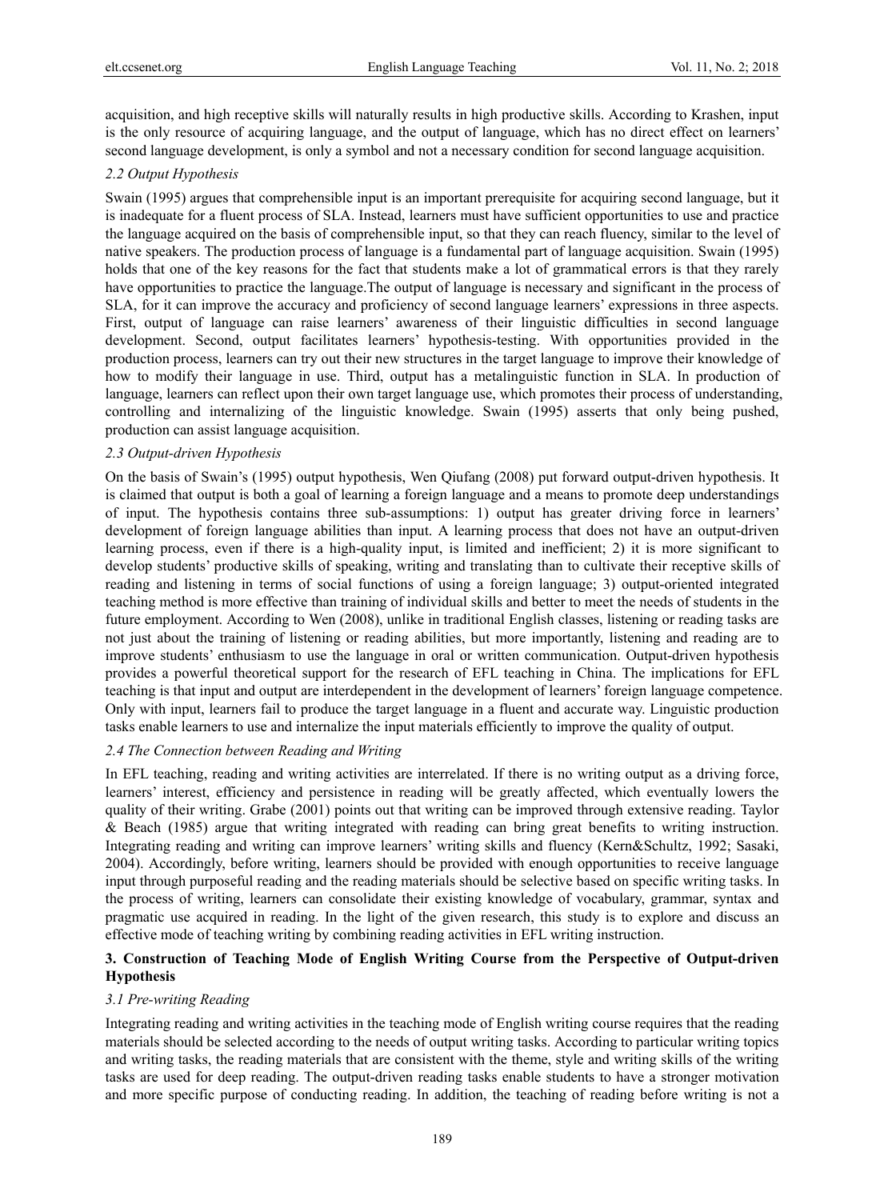acquisition, and high receptive skills will naturally results in high productive skills. According to Krashen, input is the only resource of acquiring language, and the output of language, which has no direct effect on learners' second language development, is only a symbol and not a necessary condition for second language acquisition.

### *2.2 Output Hypothesis*

Swain (1995) argues that comprehensible input is an important prerequisite for acquiring second language, but it is inadequate for a fluent process of SLA. Instead, learners must have sufficient opportunities to use and practice the language acquired on the basis of comprehensible input, so that they can reach fluency, similar to the level of native speakers. The production process of language is a fundamental part of language acquisition. Swain (1995) holds that one of the key reasons for the fact that students make a lot of grammatical errors is that they rarely have opportunities to practice the language.The output of language is necessary and significant in the process of SLA, for it can improve the accuracy and proficiency of second language learners' expressions in three aspects. First, output of language can raise learners' awareness of their linguistic difficulties in second language development. Second, output facilitates learners' hypothesis-testing. With opportunities provided in the production process, learners can try out their new structures in the target language to improve their knowledge of how to modify their language in use. Third, output has a metalinguistic function in SLA. In production of language, learners can reflect upon their own target language use, which promotes their process of understanding, controlling and internalizing of the linguistic knowledge. Swain (1995) asserts that only being pushed, production can assist language acquisition.

### *2.3 Output-driven Hypothesis*

On the basis of Swain's (1995) output hypothesis, Wen Qiufang (2008) put forward output-driven hypothesis. It is claimed that output is both a goal of learning a foreign language and a means to promote deep understandings of input. The hypothesis contains three sub-assumptions: 1) output has greater driving force in learners' development of foreign language abilities than input. A learning process that does not have an output-driven learning process, even if there is a high-quality input, is limited and inefficient; 2) it is more significant to develop students' productive skills of speaking, writing and translating than to cultivate their receptive skills of reading and listening in terms of social functions of using a foreign language; 3) output-oriented integrated teaching method is more effective than training of individual skills and better to meet the needs of students in the future employment. According to Wen (2008), unlike in traditional English classes, listening or reading tasks are not just about the training of listening or reading abilities, but more importantly, listening and reading are to improve students' enthusiasm to use the language in oral or written communication. Output-driven hypothesis provides a powerful theoretical support for the research of EFL teaching in China. The implications for EFL teaching is that input and output are interdependent in the development of learners' foreign language competence. Only with input, learners fail to produce the target language in a fluent and accurate way. Linguistic production tasks enable learners to use and internalize the input materials efficiently to improve the quality of output.

### *2.4 The Connection between Reading and Writing*

In EFL teaching, reading and writing activities are interrelated. If there is no writing output as a driving force, learners' interest, efficiency and persistence in reading will be greatly affected, which eventually lowers the quality of their writing. Grabe (2001) points out that writing can be improved through extensive reading. Taylor & Beach (1985) argue that writing integrated with reading can bring great benefits to writing instruction. Integrating reading and writing can improve learners' writing skills and fluency (Kern&Schultz, 1992; Sasaki, 2004). Accordingly, before writing, learners should be provided with enough opportunities to receive language input through purposeful reading and the reading materials should be selective based on specific writing tasks. In the process of writing, learners can consolidate their existing knowledge of vocabulary, grammar, syntax and pragmatic use acquired in reading. In the light of the given research, this study is to explore and discuss an effective mode of teaching writing by combining reading activities in EFL writing instruction.

## **3. Construction of Teaching Mode of English Writing Course from the Perspective of Output-driven Hypothesis**

### *3.1 Pre-writing Reading*

Integrating reading and writing activities in the teaching mode of English writing course requires that the reading materials should be selected according to the needs of output writing tasks. According to particular writing topics and writing tasks, the reading materials that are consistent with the theme, style and writing skills of the writing tasks are used for deep reading. The output-driven reading tasks enable students to have a stronger motivation and more specific purpose of conducting reading. In addition, the teaching of reading before writing is not a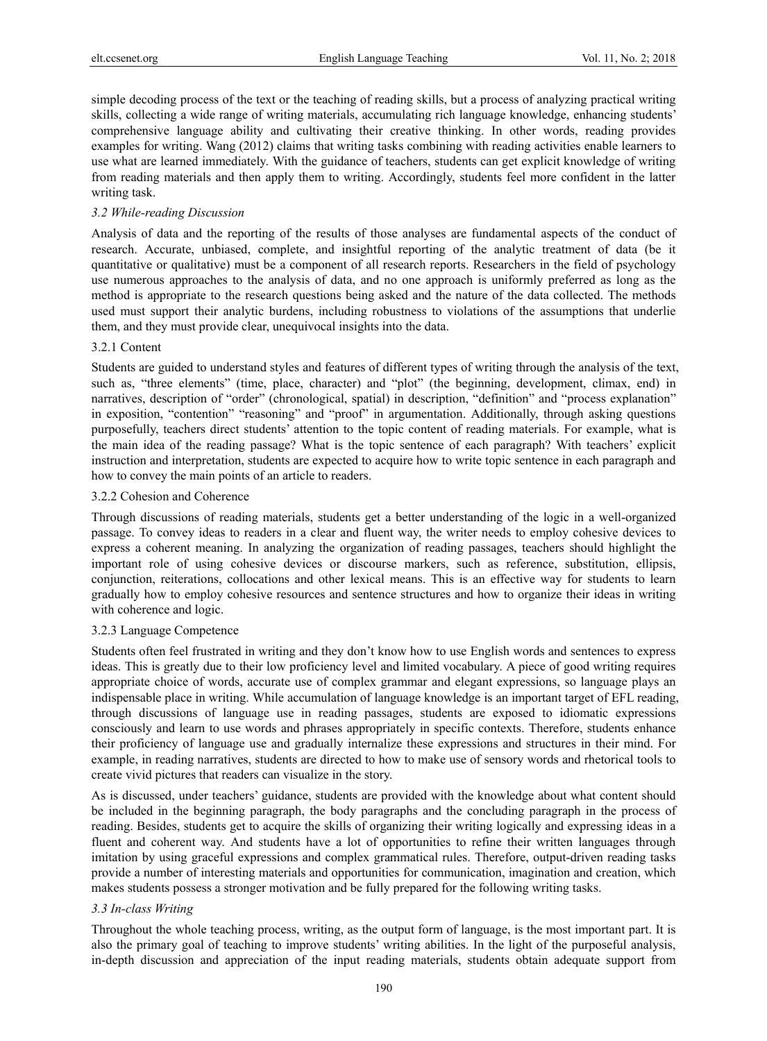simple decoding process of the text or the teaching of reading skills, but a process of analyzing practical writing skills, collecting a wide range of writing materials, accumulating rich language knowledge, enhancing students' comprehensive language ability and cultivating their creative thinking. In other words, reading provides examples for writing. Wang (2012) claims that writing tasks combining with reading activities enable learners to use what are learned immediately. With the guidance of teachers, students can get explicit knowledge of writing from reading materials and then apply them to writing. Accordingly, students feel more confident in the latter writing task.

### *3.2 While-reading Discussion*

Analysis of data and the reporting of the results of those analyses are fundamental aspects of the conduct of research. Accurate, unbiased, complete, and insightful reporting of the analytic treatment of data (be it quantitative or qualitative) must be a component of all research reports. Researchers in the field of psychology use numerous approaches to the analysis of data, and no one approach is uniformly preferred as long as the method is appropriate to the research questions being asked and the nature of the data collected. The methods used must support their analytic burdens, including robustness to violations of the assumptions that underlie them, and they must provide clear, unequivocal insights into the data.

#### 3.2.1 Content

Students are guided to understand styles and features of different types of writing through the analysis of the text, such as, "three elements" (time, place, character) and "plot" (the beginning, development, climax, end) in narratives, description of "order" (chronological, spatial) in description, "definition" and "process explanation" in exposition, "contention" "reasoning" and "proof" in argumentation. Additionally, through asking questions purposefully, teachers direct students' attention to the topic content of reading materials. For example, what is the main idea of the reading passage? What is the topic sentence of each paragraph? With teachers' explicit instruction and interpretation, students are expected to acquire how to write topic sentence in each paragraph and how to convey the main points of an article to readers.

#### 3.2.2 Cohesion and Coherence

Through discussions of reading materials, students get a better understanding of the logic in a well-organized passage. To convey ideas to readers in a clear and fluent way, the writer needs to employ cohesive devices to express a coherent meaning. In analyzing the organization of reading passages, teachers should highlight the important role of using cohesive devices or discourse markers, such as reference, substitution, ellipsis, conjunction, reiterations, collocations and other lexical means. This is an effective way for students to learn gradually how to employ cohesive resources and sentence structures and how to organize their ideas in writing with coherence and logic.

#### 3.2.3 Language Competence

Students often feel frustrated in writing and they don't know how to use English words and sentences to express ideas. This is greatly due to their low proficiency level and limited vocabulary. A piece of good writing requires appropriate choice of words, accurate use of complex grammar and elegant expressions, so language plays an indispensable place in writing. While accumulation of language knowledge is an important target of EFL reading, through discussions of language use in reading passages, students are exposed to idiomatic expressions consciously and learn to use words and phrases appropriately in specific contexts. Therefore, students enhance their proficiency of language use and gradually internalize these expressions and structures in their mind. For example, in reading narratives, students are directed to how to make use of sensory words and rhetorical tools to create vivid pictures that readers can visualize in the story.

As is discussed, under teachers' guidance, students are provided with the knowledge about what content should be included in the beginning paragraph, the body paragraphs and the concluding paragraph in the process of reading. Besides, students get to acquire the skills of organizing their writing logically and expressing ideas in a fluent and coherent way. And students have a lot of opportunities to refine their written languages through imitation by using graceful expressions and complex grammatical rules. Therefore, output-driven reading tasks provide a number of interesting materials and opportunities for communication, imagination and creation, which makes students possess a stronger motivation and be fully prepared for the following writing tasks.

### *3.3 In-class Writing*

Throughout the whole teaching process, writing, as the output form of language, is the most important part. It is also the primary goal of teaching to improve students' writing abilities. In the light of the purposeful analysis, in-depth discussion and appreciation of the input reading materials, students obtain adequate support from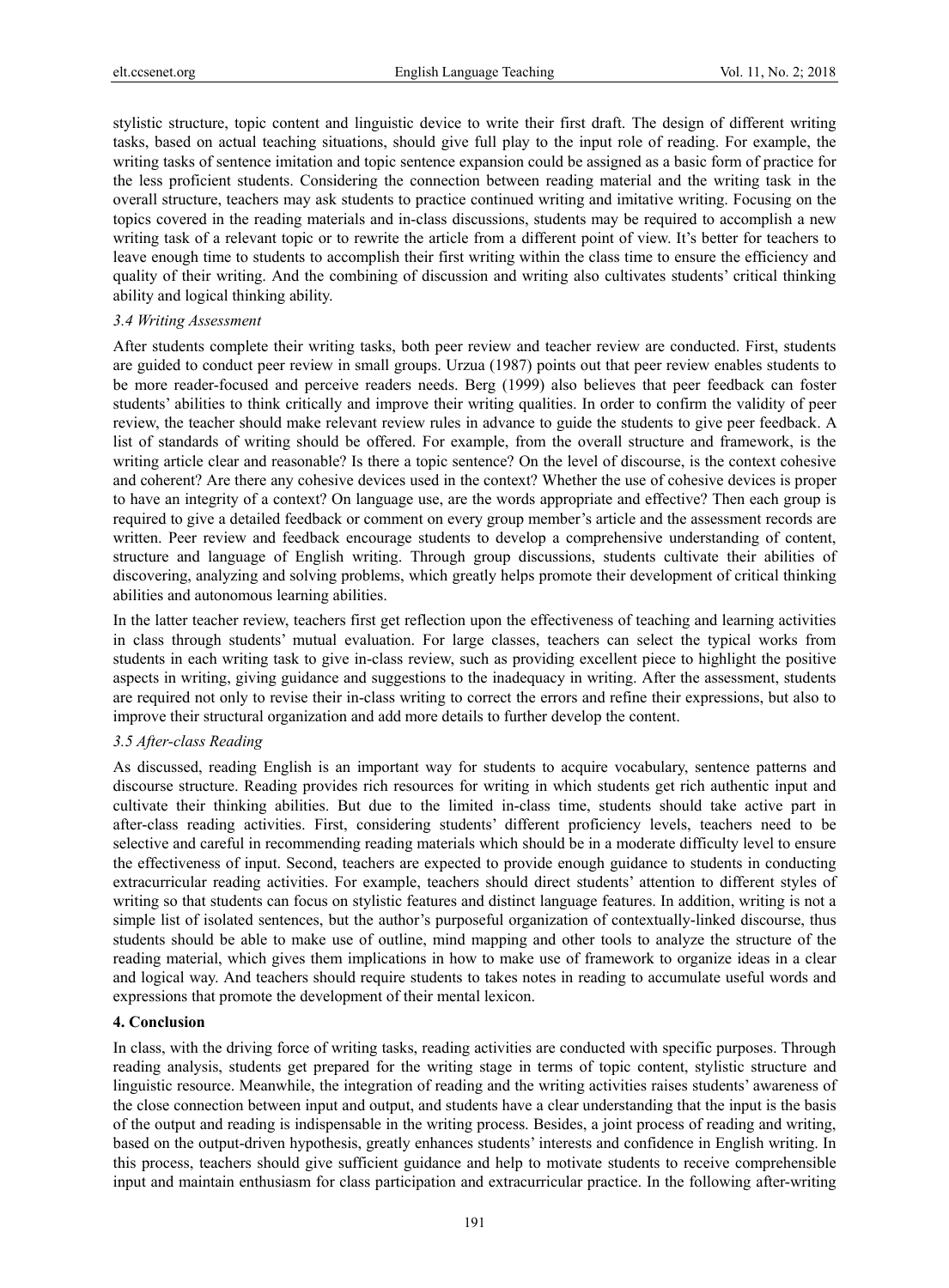stylistic structure, topic content and linguistic device to write their first draft. The design of different writing tasks, based on actual teaching situations, should give full play to the input role of reading. For example, the writing tasks of sentence imitation and topic sentence expansion could be assigned as a basic form of practice for the less proficient students. Considering the connection between reading material and the writing task in the overall structure, teachers may ask students to practice continued writing and imitative writing. Focusing on the topics covered in the reading materials and in-class discussions, students may be required to accomplish a new writing task of a relevant topic or to rewrite the article from a different point of view. It's better for teachers to leave enough time to students to accomplish their first writing within the class time to ensure the efficiency and quality of their writing. And the combining of discussion and writing also cultivates students' critical thinking ability and logical thinking ability.

### *3.4 Writing Assessment*

After students complete their writing tasks, both peer review and teacher review are conducted. First, students are guided to conduct peer review in small groups. Urzua (1987) points out that peer review enables students to be more reader-focused and perceive readers needs. Berg (1999) also believes that peer feedback can foster students' abilities to think critically and improve their writing qualities. In order to confirm the validity of peer review, the teacher should make relevant review rules in advance to guide the students to give peer feedback. A list of standards of writing should be offered. For example, from the overall structure and framework, is the writing article clear and reasonable? Is there a topic sentence? On the level of discourse, is the context cohesive and coherent? Are there any cohesive devices used in the context? Whether the use of cohesive devices is proper to have an integrity of a context? On language use, are the words appropriate and effective? Then each group is required to give a detailed feedback or comment on every group member's article and the assessment records are written. Peer review and feedback encourage students to develop a comprehensive understanding of content, structure and language of English writing. Through group discussions, students cultivate their abilities of discovering, analyzing and solving problems, which greatly helps promote their development of critical thinking abilities and autonomous learning abilities.

In the latter teacher review, teachers first get reflection upon the effectiveness of teaching and learning activities in class through students' mutual evaluation. For large classes, teachers can select the typical works from students in each writing task to give in-class review, such as providing excellent piece to highlight the positive aspects in writing, giving guidance and suggestions to the inadequacy in writing. After the assessment, students are required not only to revise their in-class writing to correct the errors and refine their expressions, but also to improve their structural organization and add more details to further develop the content.

### *3.5 After-class Reading*

As discussed, reading English is an important way for students to acquire vocabulary, sentence patterns and discourse structure. Reading provides rich resources for writing in which students get rich authentic input and cultivate their thinking abilities. But due to the limited in-class time, students should take active part in after-class reading activities. First, considering students' different proficiency levels, teachers need to be selective and careful in recommending reading materials which should be in a moderate difficulty level to ensure the effectiveness of input. Second, teachers are expected to provide enough guidance to students in conducting extracurricular reading activities. For example, teachers should direct students' attention to different styles of writing so that students can focus on stylistic features and distinct language features. In addition, writing is not a simple list of isolated sentences, but the author's purposeful organization of contextually-linked discourse, thus students should be able to make use of outline, mind mapping and other tools to analyze the structure of the reading material, which gives them implications in how to make use of framework to organize ideas in a clear and logical way. And teachers should require students to takes notes in reading to accumulate useful words and expressions that promote the development of their mental lexicon.

## **4. Conclusion**

In class, with the driving force of writing tasks, reading activities are conducted with specific purposes. Through reading analysis, students get prepared for the writing stage in terms of topic content, stylistic structure and linguistic resource. Meanwhile, the integration of reading and the writing activities raises students' awareness of the close connection between input and output, and students have a clear understanding that the input is the basis of the output and reading is indispensable in the writing process. Besides, a joint process of reading and writing, based on the output-driven hypothesis, greatly enhances students' interests and confidence in English writing. In this process, teachers should give sufficient guidance and help to motivate students to receive comprehensible input and maintain enthusiasm for class participation and extracurricular practice. In the following after-writing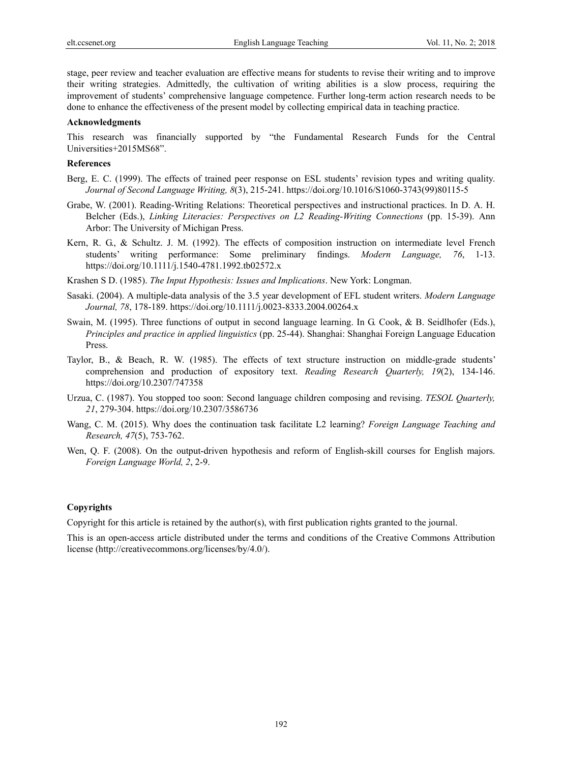stage, peer review and teacher evaluation are effective means for students to revise their writing and to improve their writing strategies. Admittedly, the cultivation of writing abilities is a slow process, requiring the improvement of students' comprehensive language competence. Further long-term action research needs to be done to enhance the effectiveness of the present model by collecting empirical data in teaching practice.

**Acknowledgments**

This research was financially supported by "the Fundamental Research Funds for the Central Universities+2015MS68".

**References**

Berg, E. C. (1999). The effects of trained peer response on ESL students' revision types and writing quality. *Journal of Second Language Writing, 8*(3), 215-241. https://doi.org/10.1016/S1060-3743(99)80115-5

Grabe, W. (2001). Reading-Writing Relations: Theoretical perspectives and instructional practices. In D. A. H. Belcher (Eds.), *Linking Literacies: Perspectives on L2 Reading-Writing Connections* (pp. 15-39). Ann Arbor: The University of Michigan Press.

Kern, R. G., & Schultz. J. M. (1992). The effects of composition instruction on intermediate level French students' writing performance: Some preliminary findings. *Modern Language, 76*, 1-13. https://doi.org/10.1111/j.1540-4781.1992.tb02572.x

Krashen S D. (1985). *The Input Hypothesis: Issues and Implications*. New York: Longman.

Sasaki. (2004). A multiple-data analysis of the 3.5 year development of EFL student writers. *Modern Language Journal, 78*, 178-189. https://doi.org/10.1111/j.0023-8333.2004.00264.x

Swain, M. (1995). Three functions of output in second language learning. In G. Cook, & B. Seidlhofer (Eds.), *Principles and practice in applied linguistics* (pp. 25-44). Shanghai: Shanghai Foreign Language Education Press.

Taylor, B., & Beach, R. W. (1985). The effects of text structure instruction on middle-grade students' comprehension and production of expository text. *Reading Research Quarterly, 19*(2), 134-146. https://doi.org/10.2307/747358

Urzua, C. (1987). You stopped too soon: Second language children composing and revising. *TESOL Quarterly, 21*, 279-304. https://doi.org/10.2307/3586736

Wang, C. M. (2015). Why does the continuation task facilitate L2 learning? *Foreign Language Teaching and Research, 47*(5), 753-762.

Wen, Q. F. (2008). On the output-driven hypothesis and reform of English-skill courses for English majors. *Foreign Language World, 2*, 2-9.

**Copyrights**

Copyright for this article is retained by the author(s), with first publication rights granted to the journal.

This is an open-access article distributed under the terms and conditions of the Creative Commons Attribution license (http://creativecommons.org/licenses/by/4.0/).